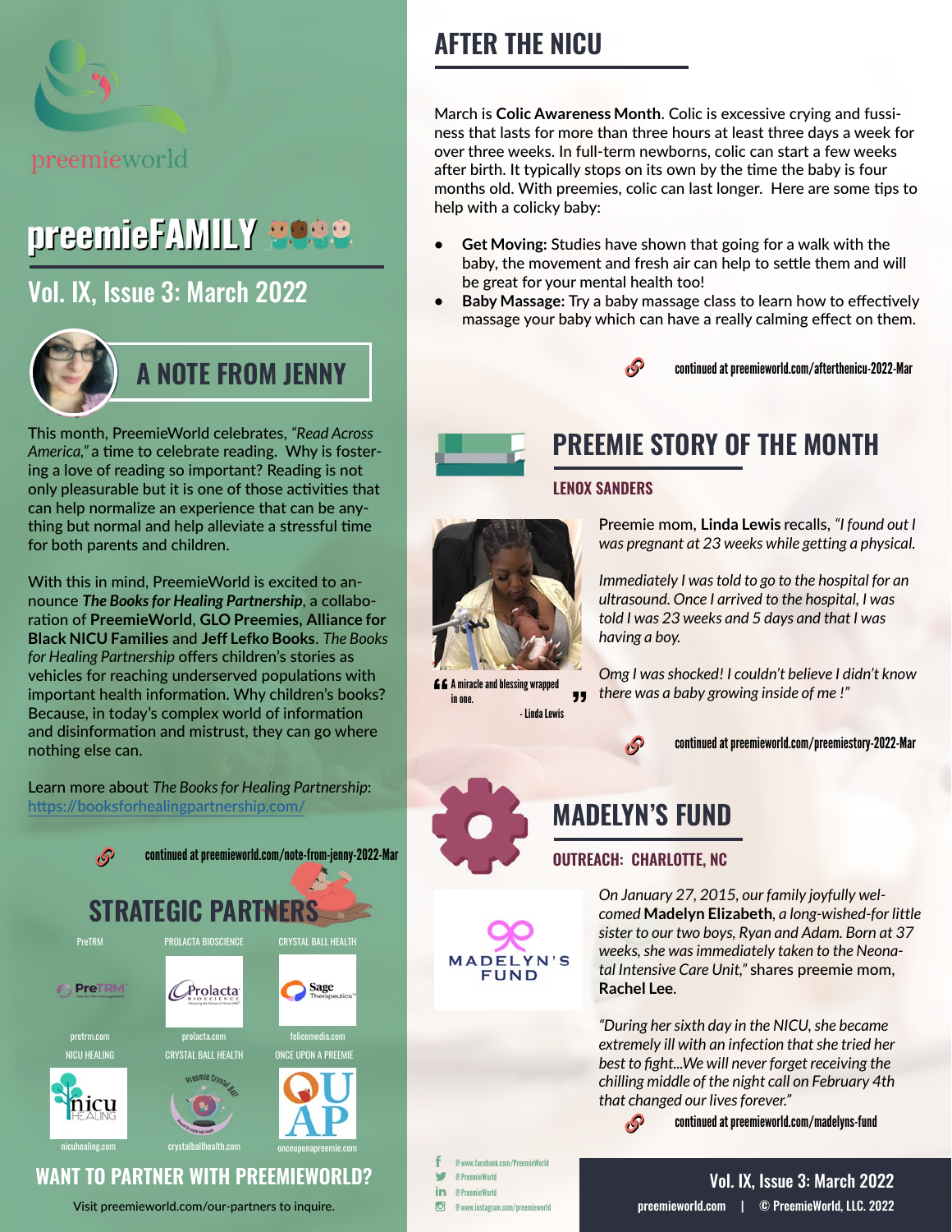preemieworld

# preemieFAMILY

## Vol. IX, Issue 3: March 2022

## A NOTE FROM JENNY

This month, PreemieWorld celebrates, *"Read Across America,"* a time to celebrate reading. Why is fostering a love of reading so important? Reading is not only pleasurable but it is one of those activities that can help normalize an experience that can be anything but normal and help alleviate a stressful time for both parents and children.

With this in mind, PreemieWorld is excited to announce ***The Books for Healing Partnership***, a collaboration of **PreemieWorld**, **GLO Preemies**, **Alliance for Black NICU Families** and **Jeff Lefko Books**. *The Books for Healing Partnership* offers children's stories as vehicles for reaching underserved populations with important health information. Why children's books? Because, in today's complex world of information and disinformation and mistrust, they can go where nothing else can.

Learn more about *The Books for Healing Partnership*: https://booksforhealingpartnership.com/

continued at preemieworld.com/note-from-jenny-2022-Mar

## STRATEGIC PARTNERS

| PreTRM | PROLACTA BIOSCIENCE | CRYSTAL BALL HEALTH |
| --- | --- | --- |
| pretrm.com | prolacta.com | felicemedia.com |

| NICU HEALING | CRYSTAL BALL HEALTH | ONCE UPON A PREEMIE |
| --- | --- | --- |
| nicuhealing.com | crystalballhealth.com | onceuponapreemie.com |

## WANT TO PARTNER WITH PREEMIEWORLD?

Visit preemieworld.com/our-partners to inquire.

## AFTER THE NICU

March is **Colic Awareness Month**. Colic is excessive crying and fussiness that lasts for more than three hours at least three days a week for over three weeks. In full-term newborns, colic can start a few weeks after birth. It typically stops on its own by the time the baby is four months old. With preemies, colic can last longer. Here are some tips to help with a colicky baby:

- **Get Moving:** Studies have shown that going for a walk with the baby, the movement and fresh air can help to settle them and will be great for your mental health too!
- **Baby Massage:** Try a baby massage class to learn how to effectively massage your baby which can have a really calming effect on them.

continued at preemieworld.com/afterthenicu-2022-Mar

## PREEMIE STORY OF THE MONTH

### LENOX SANDERS

"A miracle and blessing wrapped in one." - Linda Lewis

Preemie mom, **Linda Lewis** recalls, *"I found out I was pregnant at 23 weeks while getting a physical.*

*Immediately I was told to go to the hospital for an ultrasound. Once I arrived to the hospital, I was told I was 23 weeks and 5 days and that I was having a boy.*

*Omg I was shocked! I couldn't believe I didn't know there was a baby growing inside of me !"*

continued at preemieworld.com/preemiestory-2022-Mar

## MADELYN'S FUND

### OUTREACH: CHARLOTTE, NC

MADELYN'S FUND

*On January 27, 2015, our family joyfully welcomed* **Madelyn Elizabeth**, *a long-wished-for little sister to our two boys, Ryan and Adam. Born at 37 weeks, she was immediately taken to the Neonatal Intensive Care Unit,"* shares preemie mom, **Rachel Lee**.

*"During her sixth day in the NICU, she became extremely ill with an infection that she tried her best to fight...We will never forget receiving the chilling middle of the night call on February 4th that changed our lives forever."*

continued at preemieworld.com/madelyns-fund

@www.facebook.com/PreemieWorld
@PreemieWorld
@PreemieWorld
@www.instagram.com/preemieworld

preemieworld.com | © PreemieWorld, LLC. 2022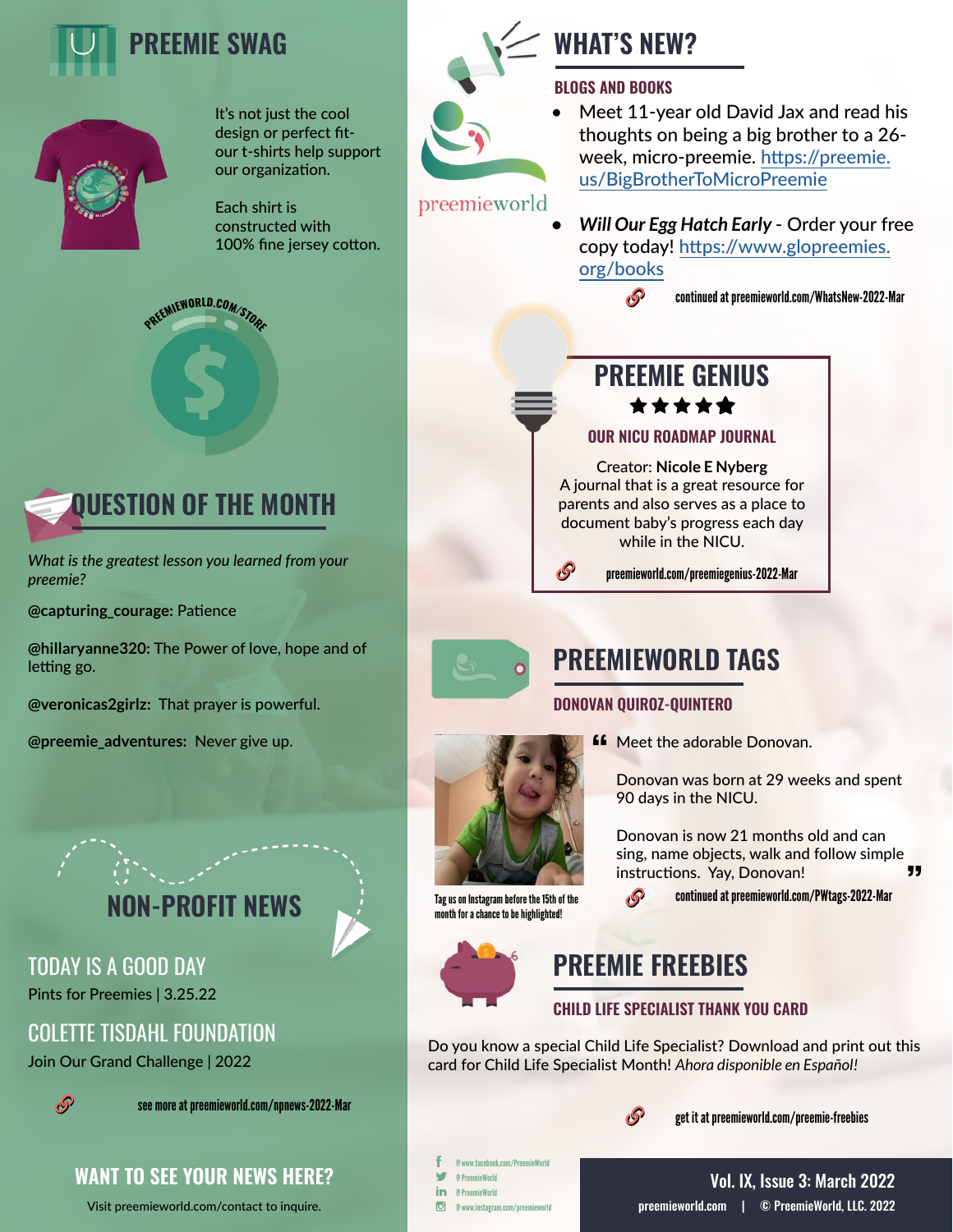## PREEMIE SWAG

It's not just the cool design or perfect fit- our t-shirts help support our organization.

Each shirt is constructed with 100% fine jersey cotton.

PREEMIEWORLD.COM/STORE

## QUESTION OF THE MONTH

*What is the greatest lesson you learned from your preemie?*

**@capturing_courage:** Patience

**@hillaryanne320:** The Power of love, hope and of letting go.

**@veronicas2girlz:** That prayer is powerful.

**@preemie_adventures:** Never give up.

## NON-PROFIT NEWS

### TODAY IS A GOOD DAY

Pints for Preemies | 3.25.22

### COLETTE TISDAHL FOUNDATION

Join Our Grand Challenge | 2022

see more at preemieworld.com/npnews-2022-Mar

### WANT TO SEE YOUR NEWS HERE?

Visit preemieworld.com/contact to inquire.

## WHAT'S NEW?

### BLOGS AND BOOKS

- Meet 11-year old David Jax and read his thoughts on being a big brother to a 26-week, micro-preemie. https://preemie.us/BigBrotherToMicroPreemie
- ***Will Our Egg Hatch Early*** - Order your free copy today! https://www.glopreemies.org/books

continued at preemieworld.com/WhatsNew-2022-Mar

## PREEMIE GENIUS

★★★★★

### OUR NICU ROADMAP JOURNAL

Creator: **Nicole E Nyberg**
A journal that is a great resource for parents and also serves as a place to document baby's progress each day while in the NICU.

preemieworld.com/preemiegenius-2022-Mar

## PREEMIEWORLD TAGS

### DONOVAN QUIROZ-QUINTERO

"Meet the adorable Donovan.

Donovan was born at 29 weeks and spent 90 days in the NICU.

Donovan is now 21 months old and can sing, name objects, walk and follow simple instructions. Yay, Donovan!"

Tag us on Instagram before the 15th of the month for a chance to be highlighted!

continued at preemieworld.com/PWtags-2022-Mar

## PREEMIE FREEBIES

### CHILD LIFE SPECIALIST THANK YOU CARD

Do you know a special Child Life Specialist? Download and print out this card for Child Life Specialist Month! *Ahora disponible en Español!*

get it at preemieworld.com/preemie-freebies

@www.facebook.com/PreemieWorld
@PreemieWorld
@PreemieWorld
@www.instagram.com/preemieworld

**Vol. IX, Issue 3: March 2022**
preemieworld.com | © PreemieWorld, LLC. 2022